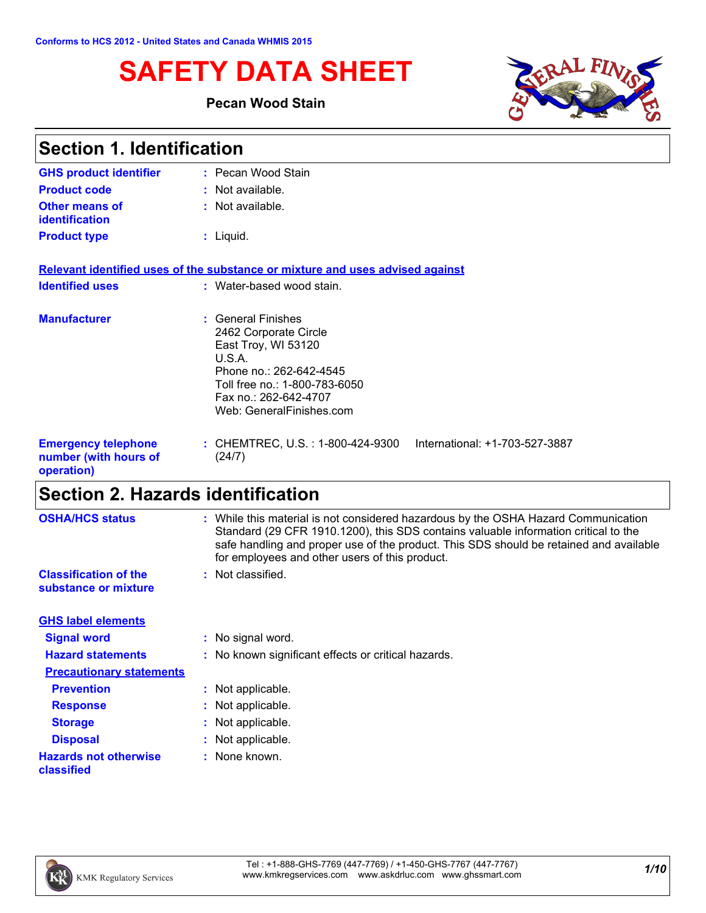Conforms to HCS 2012 - United States and Canada WHMIS 2015

# SAFETY DATA SHEET

**Pecan Wood Stain**

## Section 1. Identification

| | |
|---|---|
| **GHS product identifier** | : Pecan Wood Stain |
| **Product code** | : Not available. |
| **Other means of identification** | : Not available. |
| **Product type** | : Liquid. |

**Relevant identified uses of the substance or mixture and uses advised against**

| | |
|---|---|
| **Identified uses** | : Water-based wood stain. |
| **Manufacturer** | : General Finishes<br>2462 Corporate Circle<br>East Troy, WI 53120<br>U.S.A.<br>Phone no.: 262-642-4545<br>Toll free no.: 1-800-783-6050<br>Fax no.: 262-642-4707<br>Web: GeneralFinishes.com |
| **Emergency telephone number (with hours of operation)** | : CHEMTREC, U.S. : 1-800-424-9300 International: +1-703-527-3887 (24/7) |

## Section 2. Hazards identification

| | |
|---|---|
| **OSHA/HCS status** | : While this material is not considered hazardous by the OSHA Hazard Communication Standard (29 CFR 1910.1200), this SDS contains valuable information critical to the safe handling and proper use of the product. This SDS should be retained and available for employees and other users of this product. |
| **Classification of the substance or mixture** | : Not classified. |

**GHS label elements**

| | |
|---|---|
| **Signal word** | : No signal word. |
| **Hazard statements** | : No known significant effects or critical hazards. |

**Precautionary statements**

| | |
|---|---|
| **Prevention** | : Not applicable. |
| **Response** | : Not applicable. |
| **Storage** | : Not applicable. |
| **Disposal** | : Not applicable. |
| **Hazards not otherwise classified** | : None known. |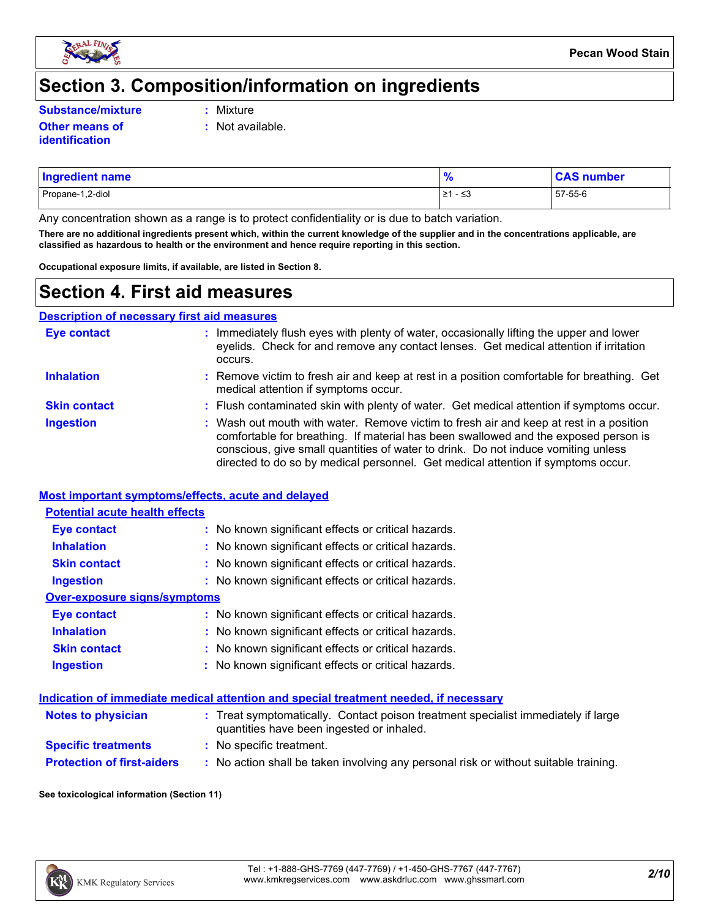## Section 3. Composition/information on ingredients

**Substance/mixture** : Mixture

**Other means of identification** : Not available.

| Ingredient name | % | CAS number |
|---|---|---|
| Propane-1,2-diol | ≥1 - ≤3 | 57-55-6 |

Any concentration shown as a range is to protect confidentiality or is due to batch variation.

**There are no additional ingredients present which, within the current knowledge of the supplier and in the concentrations applicable, are classified as hazardous to health or the environment and hence require reporting in this section.**

**Occupational exposure limits, if available, are listed in Section 8.**

## Section 4. First aid measures

### Description of necessary first aid measures

**Eye contact** : Immediately flush eyes with plenty of water, occasionally lifting the upper and lower eyelids. Check for and remove any contact lenses. Get medical attention if irritation occurs.

**Inhalation** : Remove victim to fresh air and keep at rest in a position comfortable for breathing. Get medical attention if symptoms occur.

**Skin contact** : Flush contaminated skin with plenty of water. Get medical attention if symptoms occur.

**Ingestion** : Wash out mouth with water. Remove victim to fresh air and keep at rest in a position comfortable for breathing. If material has been swallowed and the exposed person is conscious, give small quantities of water to drink. Do not induce vomiting unless directed to do so by medical personnel. Get medical attention if symptoms occur.

### Most important symptoms/effects, acute and delayed

#### Potential acute health effects

**Eye contact** : No known significant effects or critical hazards.

**Inhalation** : No known significant effects or critical hazards.

**Skin contact** : No known significant effects or critical hazards.

**Ingestion** : No known significant effects or critical hazards.

#### Over-exposure signs/symptoms

**Eye contact** : No known significant effects or critical hazards.

**Inhalation** : No known significant effects or critical hazards.

**Skin contact** : No known significant effects or critical hazards.

**Ingestion** : No known significant effects or critical hazards.

### Indication of immediate medical attention and special treatment needed, if necessary

**Notes to physician** : Treat symptomatically. Contact poison treatment specialist immediately if large quantities have been ingested or inhaled.

**Specific treatments** : No specific treatment.

**Protection of first-aiders** : No action shall be taken involving any personal risk or without suitable training.

**See toxicological information (Section 11)**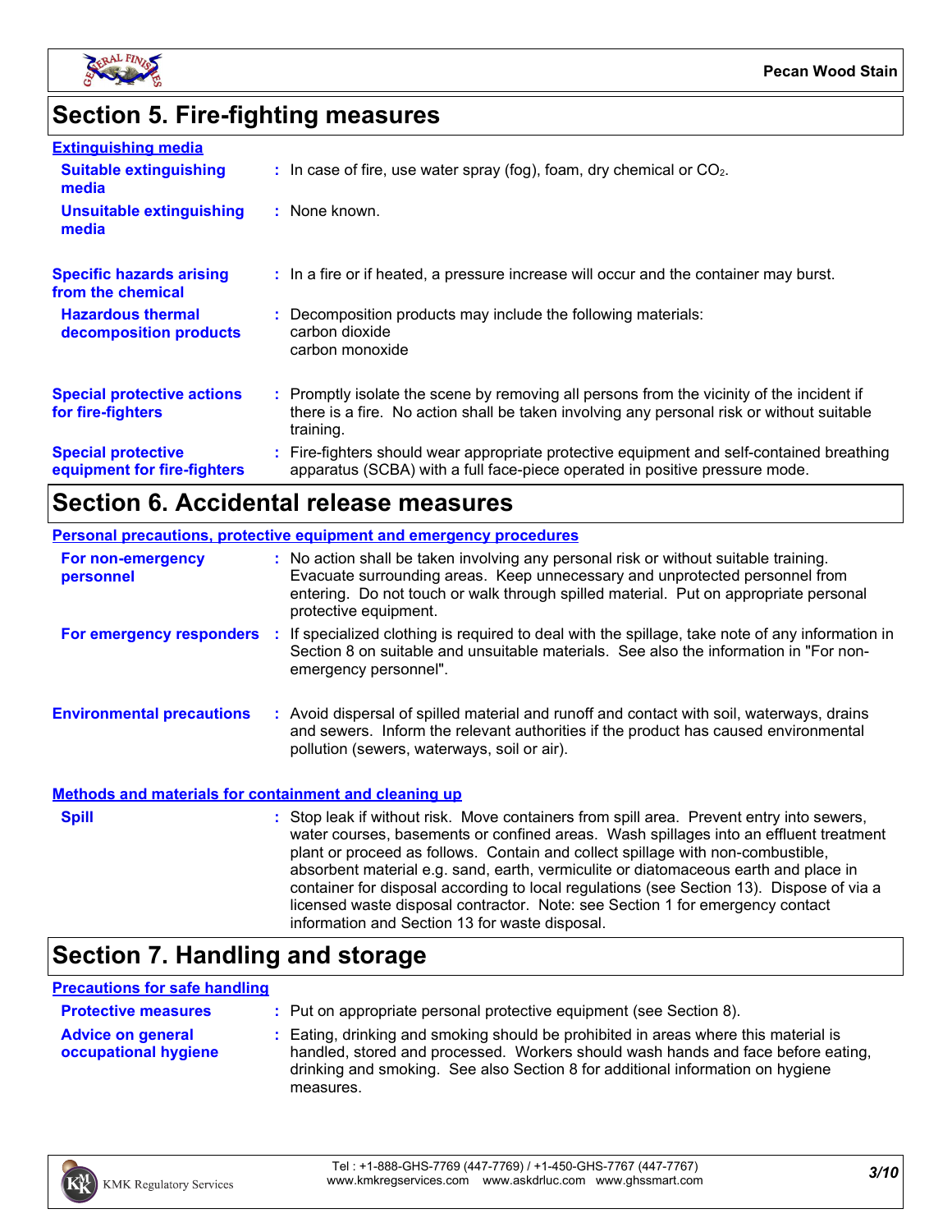## Section 5. Fire-fighting measures

### Extinguishing media

**Suitable extinguishing media** : In case of fire, use water spray (fog), foam, dry chemical or $CO_2$.

**Unsuitable extinguishing media** : None known.

**Specific hazards arising from the chemical** : In a fire or if heated, a pressure increase will occur and the container may burst.

**Hazardous thermal decomposition products** : Decomposition products may include the following materials:
carbon dioxide
carbon monoxide

**Special protective actions for fire-fighters** : Promptly isolate the scene by removing all persons from the vicinity of the incident if there is a fire. No action shall be taken involving any personal risk or without suitable training.

**Special protective equipment for fire-fighters** : Fire-fighters should wear appropriate protective equipment and self-contained breathing apparatus (SCBA) with a full face-piece operated in positive pressure mode.

## Section 6. Accidental release measures

### Personal precautions, protective equipment and emergency procedures

**For non-emergency personnel** : No action shall be taken involving any personal risk or without suitable training. Evacuate surrounding areas. Keep unnecessary and unprotected personnel from entering. Do not touch or walk through spilled material. Put on appropriate personal protective equipment.

**For emergency responders** : If specialized clothing is required to deal with the spillage, take note of any information in Section 8 on suitable and unsuitable materials. See also the information in "For non-emergency personnel".

**Environmental precautions** : Avoid dispersal of spilled material and runoff and contact with soil, waterways, drains and sewers. Inform the relevant authorities if the product has caused environmental pollution (sewers, waterways, soil or air).

### Methods and materials for containment and cleaning up

**Spill** : Stop leak if without risk. Move containers from spill area. Prevent entry into sewers, water courses, basements or confined areas. Wash spillages into an effluent treatment plant or proceed as follows. Contain and collect spillage with non-combustible, absorbent material e.g. sand, earth, vermiculite or diatomaceous earth and place in container for disposal according to local regulations (see Section 13). Dispose of via a licensed waste disposal contractor. Note: see Section 1 for emergency contact information and Section 13 for waste disposal.

## Section 7. Handling and storage

### Precautions for safe handling

**Protective measures** : Put on appropriate personal protective equipment (see Section 8).

**Advice on general occupational hygiene** : Eating, drinking and smoking should be prohibited in areas where this material is handled, stored and processed. Workers should wash hands and face before eating, drinking and smoking. See also Section 8 for additional information on hygiene measures.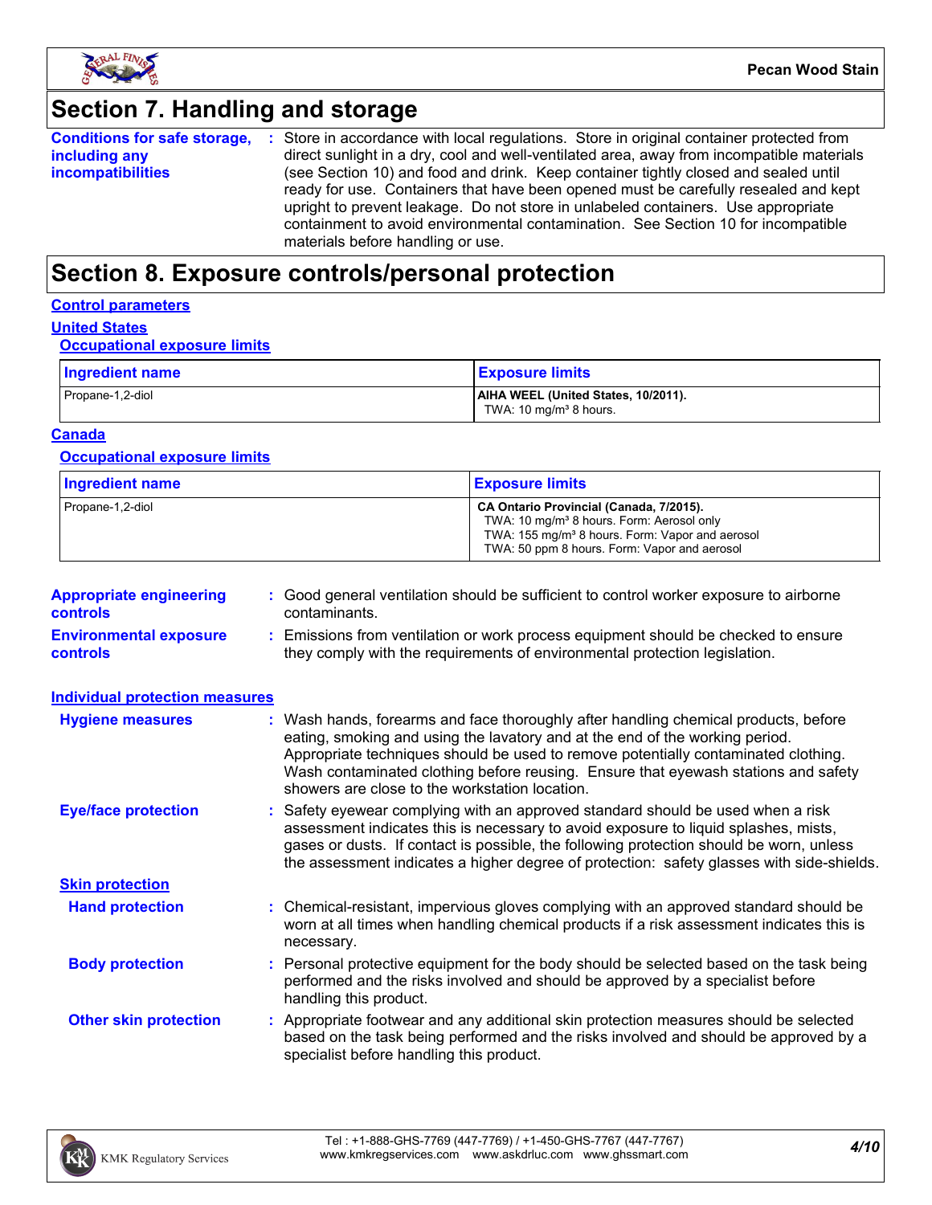# Section 7. Handling and storage

**Conditions for safe storage, including any incompatibilities** : Store in accordance with local regulations. Store in original container protected from direct sunlight in a dry, cool and well-ventilated area, away from incompatible materials (see Section 10) and food and drink. Keep container tightly closed and sealed until ready for use. Containers that have been opened must be carefully resealed and kept upright to prevent leakage. Do not store in unlabeled containers. Use appropriate containment to avoid environmental contamination. See Section 10 for incompatible materials before handling or use.

# Section 8. Exposure controls/personal protection

## Control parameters

### United States

#### Occupational exposure limits

| Ingredient name | Exposure limits |
|---|---|
| Propane-1,2-diol | **AIHA WEEL (United States, 10/2011).**<br>TWA: 10 mg/m³ 8 hours. |

### Canada

#### Occupational exposure limits

| Ingredient name | Exposure limits |
|---|---|
| Propane-1,2-diol | **CA Ontario Provincial (Canada, 7/2015).**<br>TWA: 10 mg/m³ 8 hours. Form: Aerosol only<br>TWA: 155 mg/m³ 8 hours. Form: Vapor and aerosol<br>TWA: 50 ppm 8 hours. Form: Vapor and aerosol |

**Appropriate engineering controls** : Good general ventilation should be sufficient to control worker exposure to airborne contaminants.

**Environmental exposure controls** : Emissions from ventilation or work process equipment should be checked to ensure they comply with the requirements of environmental protection legislation.

## Individual protection measures

**Hygiene measures** : Wash hands, forearms and face thoroughly after handling chemical products, before eating, smoking and using the lavatory and at the end of the working period. Appropriate techniques should be used to remove potentially contaminated clothing. Wash contaminated clothing before reusing. Ensure that eyewash stations and safety showers are close to the workstation location.

**Eye/face protection** : Safety eyewear complying with an approved standard should be used when a risk assessment indicates this is necessary to avoid exposure to liquid splashes, mists, gases or dusts. If contact is possible, the following protection should be worn, unless the assessment indicates a higher degree of protection: safety glasses with side-shields.

### Skin protection

**Hand protection** : Chemical-resistant, impervious gloves complying with an approved standard should be worn at all times when handling chemical products if a risk assessment indicates this is necessary.

**Body protection** : Personal protective equipment for the body should be selected based on the task being performed and the risks involved and should be approved by a specialist before handling this product.

**Other skin protection** : Appropriate footwear and any additional skin protection measures should be selected based on the task being performed and the risks involved and should be approved by a specialist before handling this product.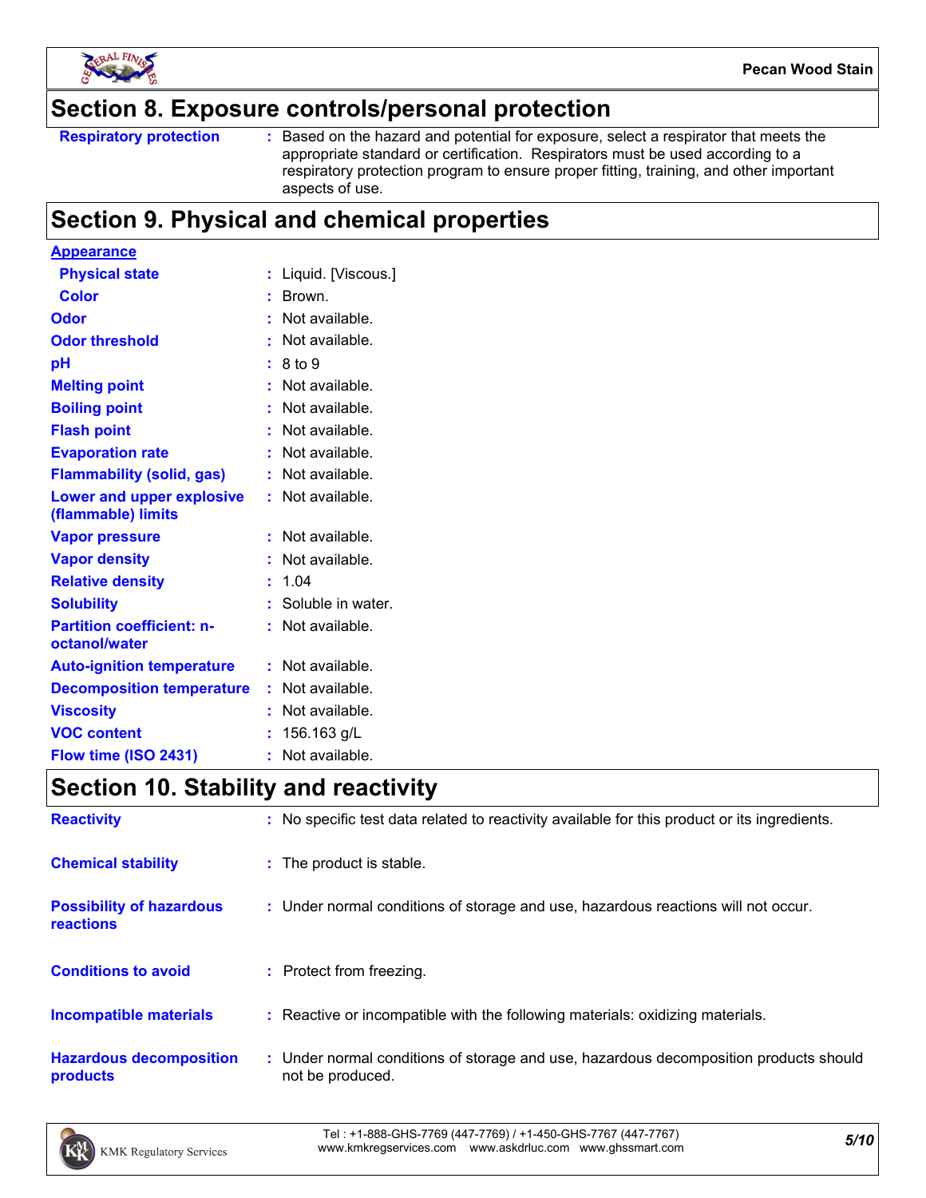## Section 8. Exposure controls/personal protection

| | |
|---|---|
| **Respiratory protection** | : Based on the hazard and potential for exposure, select a respirator that meets the appropriate standard or certification. Respirators must be used according to a respiratory protection program to ensure proper fitting, training, and other important aspects of use. |

## Section 9. Physical and chemical properties

**Appearance**

| | |
|---|---|
| **Physical state** | : Liquid. [Viscous.] |
| **Color** | : Brown. |
| **Odor** | : Not available. |
| **Odor threshold** | : Not available. |
| **pH** | : 8 to 9 |
| **Melting point** | : Not available. |
| **Boiling point** | : Not available. |
| **Flash point** | : Not available. |
| **Evaporation rate** | : Not available. |
| **Flammability (solid, gas)** | : Not available. |
| **Lower and upper explosive (flammable) limits** | : Not available. |
| **Vapor pressure** | : Not available. |
| **Vapor density** | : Not available. |
| **Relative density** | : 1.04 |
| **Solubility** | : Soluble in water. |
| **Partition coefficient: n-octanol/water** | : Not available. |
| **Auto-ignition temperature** | : Not available. |
| **Decomposition temperature** | : Not available. |
| **Viscosity** | : Not available. |
| **VOC content** | : 156.163 g/L |
| **Flow time (ISO 2431)** | : Not available. |

## Section 10. Stability and reactivity

| | |
|---|---|
| **Reactivity** | : No specific test data related to reactivity available for this product or its ingredients. |
| **Chemical stability** | : The product is stable. |
| **Possibility of hazardous reactions** | : Under normal conditions of storage and use, hazardous reactions will not occur. |
| **Conditions to avoid** | : Protect from freezing. |
| **Incompatible materials** | : Reactive or incompatible with the following materials: oxidizing materials. |
| **Hazardous decomposition products** | : Under normal conditions of storage and use, hazardous decomposition products should not be produced. |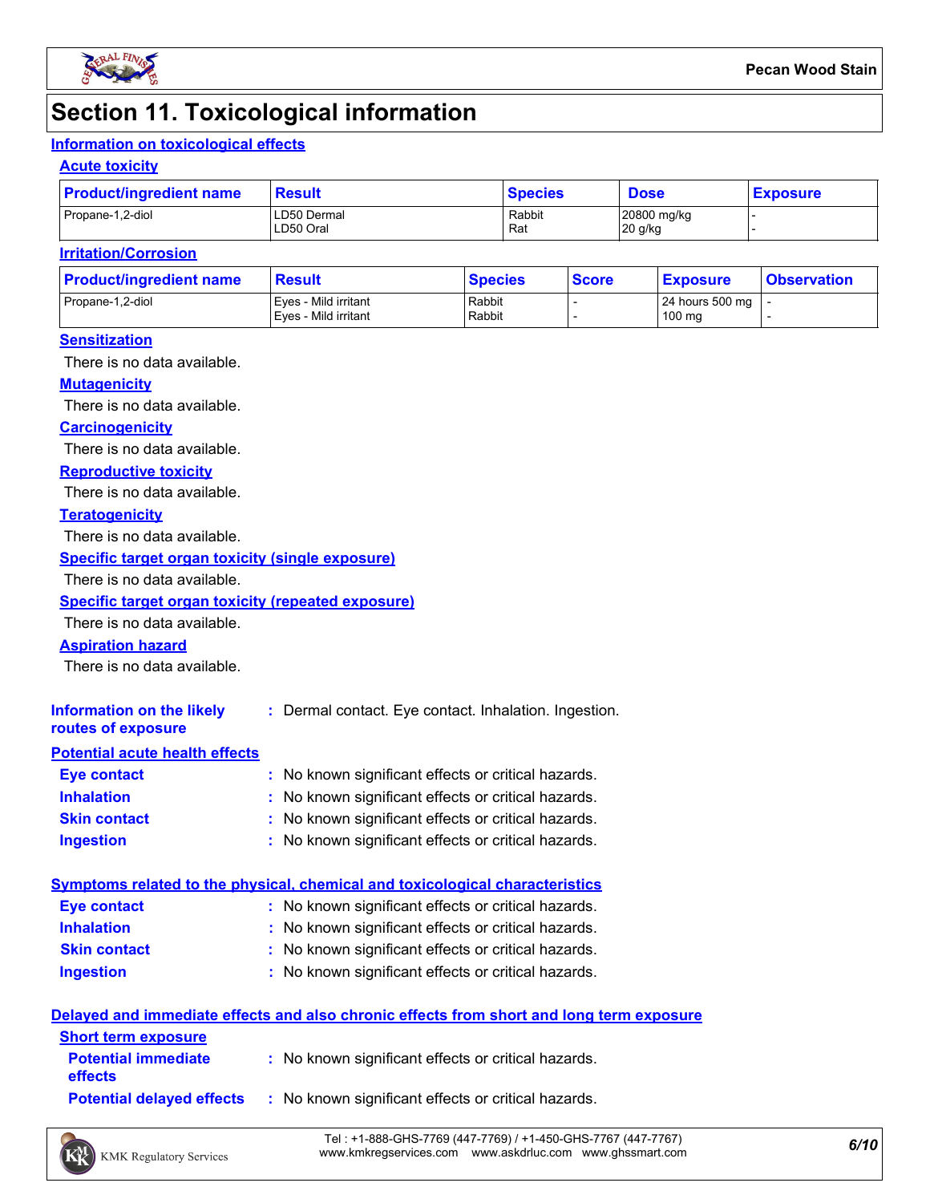# Section 11. Toxicological information

## Information on toxicological effects

### Acute toxicity

| Product/ingredient name | Result | Species | Dose | Exposure |
|---|---|---|---|---|
| Propane-1,2-diol | LD50 Dermal<br>LD50 Oral | Rabbit<br>Rat | 20800 mg/kg<br>20 g/kg | -<br>- |

### Irritation/Corrosion

| Product/ingredient name | Result | Species | Score | Exposure | Observation |
|---|---|---|---|---|---|
| Propane-1,2-diol | Eyes - Mild irritant<br>Eyes - Mild irritant | Rabbit<br>Rabbit | -<br>- | 24 hours 500 mg<br>100 mg | -<br>- |

### Sensitization

There is no data available.

### Mutagenicity

There is no data available.

### Carcinogenicity

There is no data available.

### Reproductive toxicity

There is no data available.

### Teratogenicity

There is no data available.

### Specific target organ toxicity (single exposure)

There is no data available.

### Specific target organ toxicity (repeated exposure)

There is no data available.

### Aspiration hazard

There is no data available.

**Information on the likely routes of exposure** : Dermal contact. Eye contact. Inhalation. Ingestion.

## Potential acute health effects

**Eye contact** : No known significant effects or critical hazards.

**Inhalation** : No known significant effects or critical hazards.

**Skin contact** : No known significant effects or critical hazards.

**Ingestion** : No known significant effects or critical hazards.

## Symptoms related to the physical, chemical and toxicological characteristics

**Eye contact** : No known significant effects or critical hazards.

**Inhalation** : No known significant effects or critical hazards.

**Skin contact** : No known significant effects or critical hazards.

**Ingestion** : No known significant effects or critical hazards.

## Delayed and immediate effects and also chronic effects from short and long term exposure

### Short term exposure

**Potential immediate effects** : No known significant effects or critical hazards.

**Potential delayed effects** : No known significant effects or critical hazards.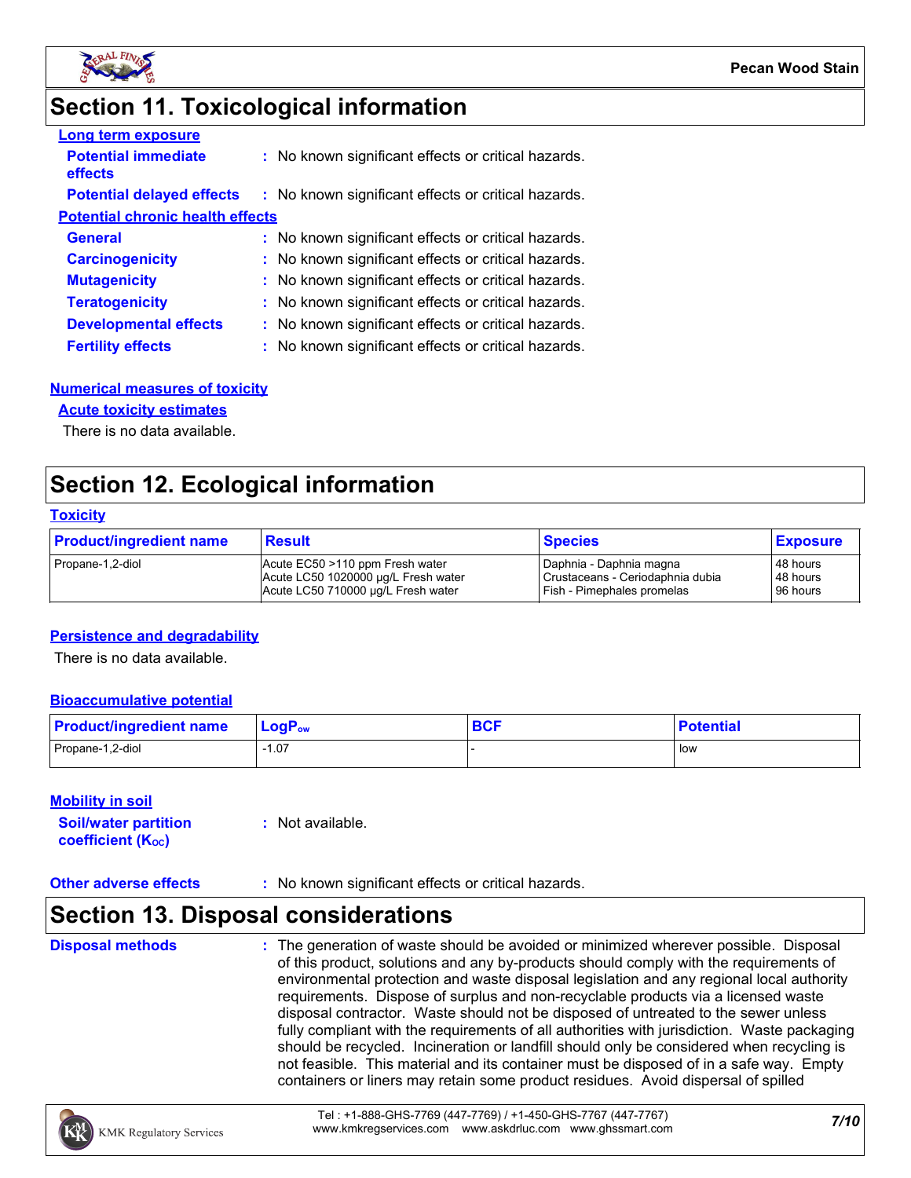## Section 11. Toxicological information

**Long term exposure**

**Potential immediate effects** : No known significant effects or critical hazards.

**Potential delayed effects** : No known significant effects or critical hazards.

**Potential chronic health effects**

**General** : No known significant effects or critical hazards.

**Carcinogenicity** : No known significant effects or critical hazards.

**Mutagenicity** : No known significant effects or critical hazards.

**Teratogenicity** : No known significant effects or critical hazards.

**Developmental effects** : No known significant effects or critical hazards.

**Fertility effects** : No known significant effects or critical hazards.

**Numerical measures of toxicity**

**Acute toxicity estimates**

There is no data available.

## Section 12. Ecological information

**Toxicity**

| Product/ingredient name | Result | Species | Exposure |
|---|---|---|---|
| Propane-1,2-diol | Acute EC50 >110 ppm Fresh water | Daphnia - Daphnia magna | 48 hours |
| | Acute LC50 1020000 µg/L Fresh water | Crustaceans - Ceriodaphnia dubia | 48 hours |
| | Acute LC50 710000 µg/L Fresh water | Fish - Pimephales promelas | 96 hours |

**Persistence and degradability**

There is no data available.

**Bioaccumulative potential**

| Product/ingredient name | $LogP_{ow}$ | BCF | Potential |
|---|---|---|---|
| Propane-1,2-diol | -1.07 | - | low |

**Mobility in soil**

**Soil/water partition coefficient ($K_{OC}$)** : Not available.

**Other adverse effects** : No known significant effects or critical hazards.

## Section 13. Disposal considerations

**Disposal methods** : The generation of waste should be avoided or minimized wherever possible. Disposal of this product, solutions and any by-products should comply with the requirements of environmental protection and waste disposal legislation and any regional local authority requirements. Dispose of surplus and non-recyclable products via a licensed waste disposal contractor. Waste should not be disposed of untreated to the sewer unless fully compliant with the requirements of all authorities with jurisdiction. Waste packaging should be recycled. Incineration or landfill should only be considered when recycling is not feasible. This material and its container must be disposed of in a safe way. Empty containers or liners may retain some product residues. Avoid dispersal of spilled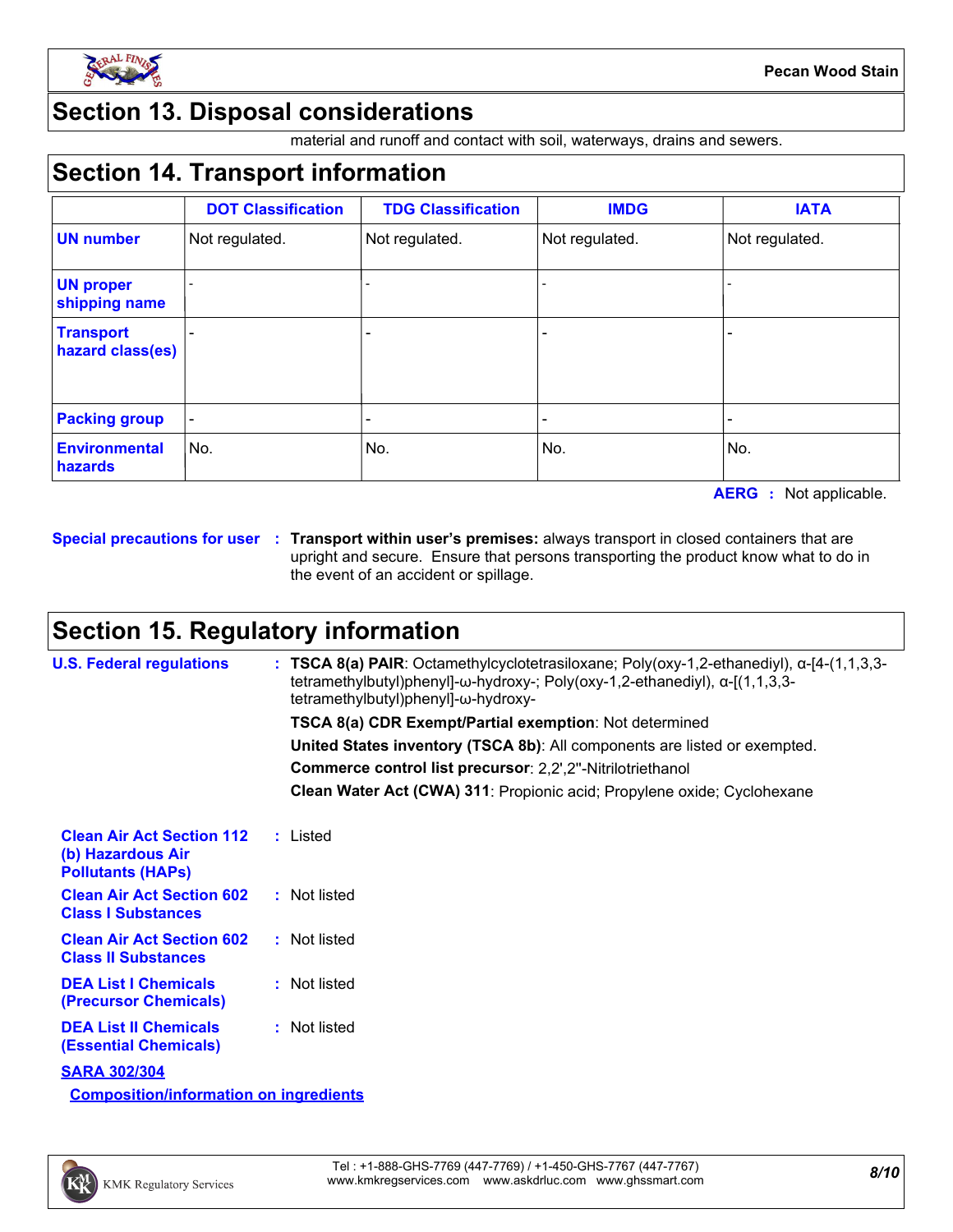## Section 13. Disposal considerations

material and runoff and contact with soil, waterways, drains and sewers.

## Section 14. Transport information

| | DOT Classification | TDG Classification | IMDG | IATA |
|---|---|---|---|---|
| UN number | Not regulated. | Not regulated. | Not regulated. | Not regulated. |
| UN proper shipping name | - | - | - | - |
| Transport hazard class(es) | - | - | - | - |
| Packing group | - | - | - | - |
| Environmental hazards | No. | No. | No. | No. |

**AERG :** Not applicable.

**Special precautions for user :** **Transport within user's premises:** always transport in closed containers that are upright and secure. Ensure that persons transporting the product know what to do in the event of an accident or spillage.

## Section 15. Regulatory information

**U.S. Federal regulations :** **TSCA 8(a) PAIR**: Octamethylcyclotetrasiloxane; Poly(oxy-1,2-ethanediyl), α-[4-(1,1,3,3-tetramethylbutyl)phenyl]-ω-hydroxy-; Poly(oxy-1,2-ethanediyl), α-[(1,1,3,3-tetramethylbutyl)phenyl]-ω-hydroxy-

**TSCA 8(a) CDR Exempt/Partial exemption**: Not determined

**United States inventory (TSCA 8b)**: All components are listed or exempted.

**Commerce control list precursor**: 2,2',2''-Nitrilotriethanol

**Clean Water Act (CWA) 311**: Propionic acid; Propylene oxide; Cyclohexane

**Clean Air Act Section 112 (b) Hazardous Air Pollutants (HAPs) :** Listed

**Clean Air Act Section 602 Class I Substances :** Not listed

**Clean Air Act Section 602 Class II Substances :** Not listed

**DEA List I Chemicals (Precursor Chemicals) :** Not listed

**DEA List II Chemicals (Essential Chemicals) :** Not listed

**SARA 302/304**

**Composition/information on ingredients**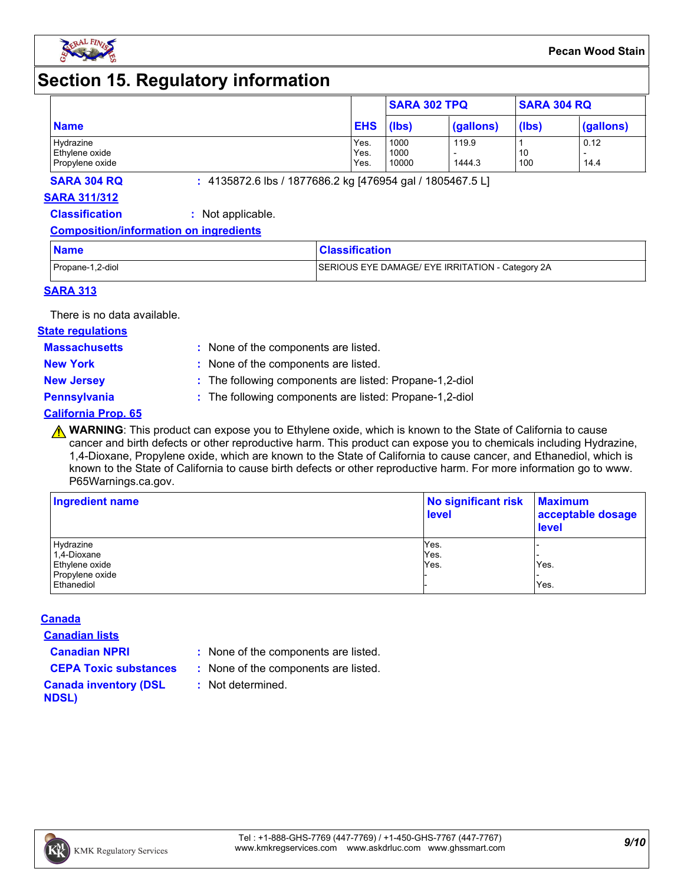# Section 15. Regulatory information

| Name | EHS | SARA 302 TPQ | | SARA 304 RQ | |
|---|---|---|---|---|---|
| | | (lbs) | (gallons) | (lbs) | (gallons) |
| Hydrazine | Yes. | 1000 | 119.9 | 1 | 0.12 |
| Ethylene oxide | Yes. | 1000 | - | 10 | - |
| Propylene oxide | Yes. | 10000 | 1444.3 | 100 | 14.4 |

**SARA 304 RQ** : 4135872.6 lbs / 1877686.2 kg [476954 gal / 1805467.5 L]

**SARA 311/312**

**Classification** : Not applicable.

**Composition/information on ingredients**

| Name | Classification |
|---|---|
| Propane-1,2-diol | SERIOUS EYE DAMAGE/ EYE IRRITATION - Category 2A |

**SARA 313**

There is no data available.

**State regulations**

**Massachusetts** : None of the components are listed.

**New York** : None of the components are listed.

**New Jersey** : The following components are listed: Propane-1,2-diol

**Pennsylvania** : The following components are listed: Propane-1,2-diol

**California Prop. 65**

⚠ **WARNING**: This product can expose you to Ethylene oxide, which is known to the State of California to cause cancer and birth defects or other reproductive harm. This product can expose you to chemicals including Hydrazine, 1,4-Dioxane, Propylene oxide, which are known to the State of California to cause cancer, and Ethanediol, which is known to the State of California to cause birth defects or other reproductive harm. For more information go to www. P65Warnings.ca.gov.

| Ingredient name | No significant risk level | Maximum acceptable dosage level |
|---|---|---|
| Hydrazine | Yes. | - |
| 1,4-Dioxane | Yes. | - |
| Ethylene oxide | Yes. | Yes. |
| Propylene oxide | - | - |
| Ethanediol | - | Yes. |

**Canada**

**Canadian lists**

**Canadian NPRI** : None of the components are listed.

**CEPA Toxic substances** : None of the components are listed.

**Canada inventory (DSL NDSL)** : Not determined.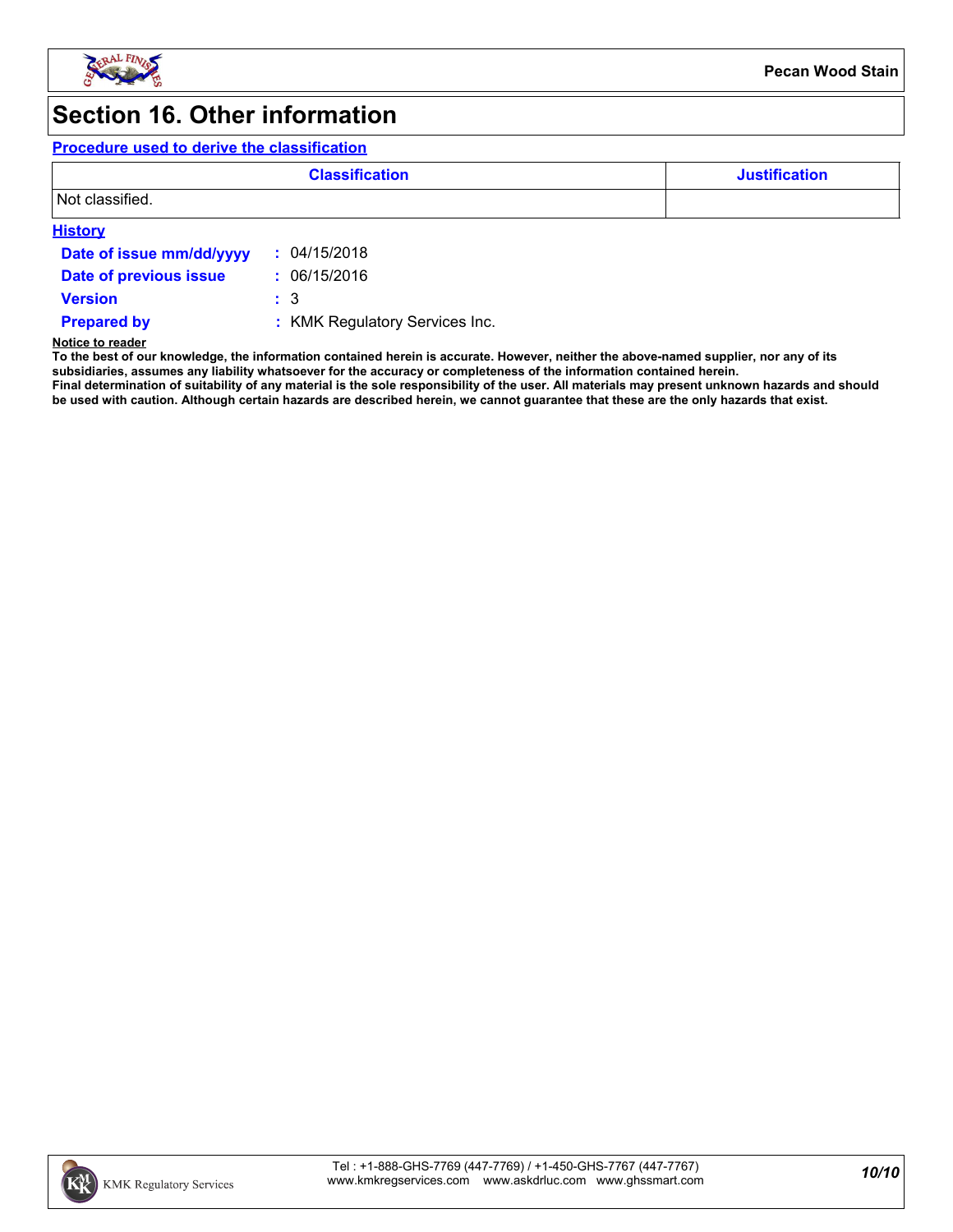# Section 16. Other information

**Procedure used to derive the classification**

| Classification | Justification |
| --- | --- |
| Not classified. | |

**History**

**Date of issue mm/dd/yyyy** : 04/15/2018

**Date of previous issue** : 06/15/2016

**Version** : 3

**Prepared by** : KMK Regulatory Services Inc.

**Notice to reader**

**To the best of our knowledge, the information contained herein is accurate. However, neither the above-named supplier, nor any of its subsidiaries, assumes any liability whatsoever for the accuracy or completeness of the information contained herein.**
**Final determination of suitability of any material is the sole responsibility of the user. All materials may present unknown hazards and should be used with caution. Although certain hazards are described herein, we cannot guarantee that these are the only hazards that exist.**